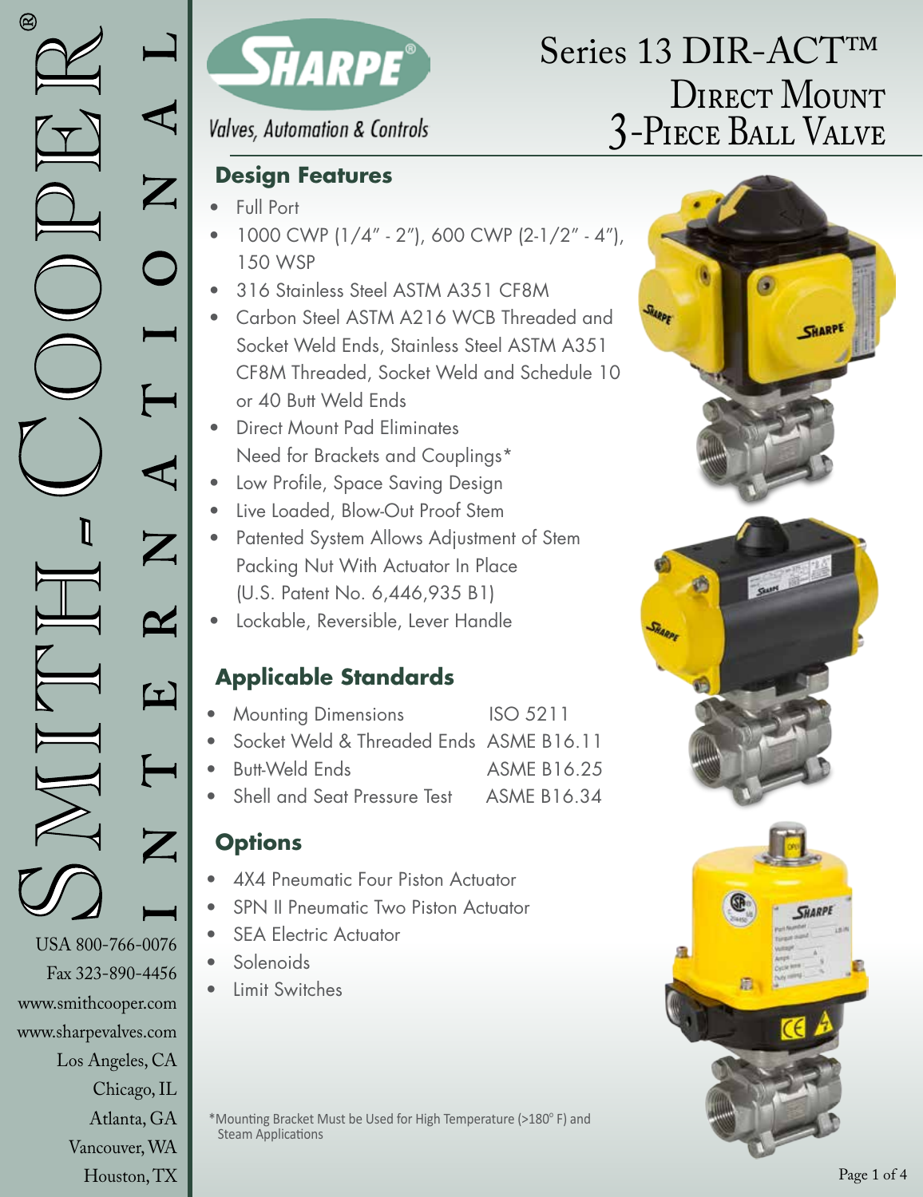# Series 13 DIR-ACT™ Direct Mount 3-Piece Ball Valve

SHARPE®

*Valves, Automation & Controls*

## Design Features

- Full Port
- 1000 CWP (1/4" - 2"), 600 CWP (2-1/2" - 4"), 150 WSP
- 316 Stainless Steel ASTM A351 CF8M
- Carbon Steel ASTM A216 WCB Threaded and Socket Weld Ends, Stainless Steel ASTM A351 CF8M Threaded, Socket Weld and Schedule 10 or 40 Butt Weld Ends
- Direct Mount Pad Eliminates Need for Brackets and Couplings*
- Low Profile, Space Saving Design
- Live Loaded, Blow-Out Proof Stem
- Patented System Allows Adjustment of Stem Packing Nut With Actuator In Place (U.S. Patent No. 6,446,935 B1)
- Lockable, Reversible, Lever Handle

## Applicable Standards

| | |
|---|---|
| Mounting Dimensions | ISO 5211 |
| Socket Weld & Threaded Ends | ASME B16.11 |
| Butt-Weld Ends | ASME B16.25 |
| Shell and Seat Pressure Test | ASME B16.34 |

## Options

- 4X4 Pneumatic Four Piston Actuator
- SPN II Pneumatic Two Piston Actuator
- SEA Electric Actuator
- Solenoids
- Limit Switches

*Mounting Bracket Must be Used for High Temperature (>180° F) and Steam Applications

SMITH-COOPER® INTERNATIONAL

USA 800-766-0076
Fax 323-890-4456
www.smithcooper.com
www.sharpevalves.com
Los Angeles, CA
Chicago, IL
Atlanta, GA
Vancouver, WA
Houston, TX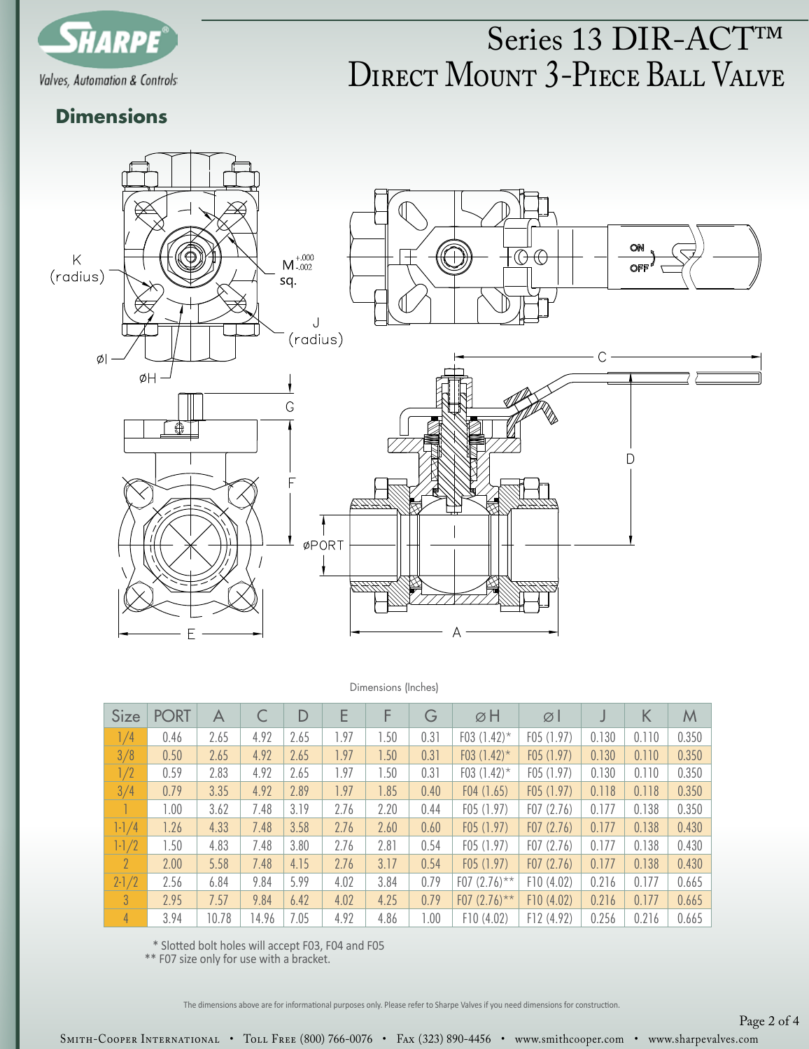# Series 13 DIR-ACT™ Direct Mount 3-Piece Ball Valve

## Dimensions

Dimensions (Inches)

| Size | PORT | A | C | D | E | F | G | ⌀H | ⌀I | J | K | M |
|---|---|---|---|---|---|---|---|---|---|---|---|---|
| 1/4 | 0.46 | 2.65 | 4.92 | 2.65 | 1.97 | 1.50 | 0.31 | F03 (1.42)* | F05 (1.97) | 0.130 | 0.110 | 0.350 |
| 3/8 | 0.50 | 2.65 | 4.92 | 2.65 | 1.97 | 1.50 | 0.31 | F03 (1.42)* | F05 (1.97) | 0.130 | 0.110 | 0.350 |
| 1/2 | 0.59 | 2.83 | 4.92 | 2.65 | 1.97 | 1.50 | 0.31 | F03 (1.42)* | F05 (1.97) | 0.130 | 0.110 | 0.350 |
| 3/4 | 0.79 | 3.35 | 4.92 | 2.89 | 1.97 | 1.85 | 0.40 | F04 (1.65) | F05 (1.97) | 0.118 | 0.118 | 0.350 |
| 1 | 1.00 | 3.62 | 7.48 | 3.19 | 2.76 | 2.20 | 0.44 | F05 (1.97) | F07 (2.76) | 0.177 | 0.138 | 0.350 |
| 1-1/4 | 1.26 | 4.33 | 7.48 | 3.58 | 2.76 | 2.60 | 0.60 | F05 (1.97) | F07 (2.76) | 0.177 | 0.138 | 0.430 |
| 1-1/2 | 1.50 | 4.83 | 7.48 | 3.80 | 2.76 | 2.81 | 0.54 | F05 (1.97) | F07 (2.76) | 0.177 | 0.138 | 0.430 |
| 2 | 2.00 | 5.58 | 7.48 | 4.15 | 2.76 | 3.17 | 0.54 | F05 (1.97) | F07 (2.76) | 0.177 | 0.138 | 0.430 |
| 2-1/2 | 2.56 | 6.84 | 9.84 | 5.99 | 4.02 | 3.84 | 0.79 | F07 (2.76)** | F10 (4.02) | 0.216 | 0.177 | 0.665 |
| 3 | 2.95 | 7.57 | 9.84 | 6.42 | 4.02 | 4.25 | 0.79 | F07 (2.76)** | F10 (4.02) | 0.216 | 0.177 | 0.665 |
| 4 | 3.94 | 10.78 | 14.96 | 7.05 | 4.92 | 4.86 | 1.00 | F10 (4.02) | F12 (4.92) | 0.256 | 0.216 | 0.665 |

\* Slotted bolt holes will accept F03, F04 and F05

\*\* F07 size only for use with a bracket.

The dimensions above are for informational purposes only. Please refer to Sharpe Valves if you need dimensions for construction.

Smith-Cooper International • Toll Free (800) 766-0076 • Fax (323) 890-4456 • www.smithcooper.com • www.sharpevalves.com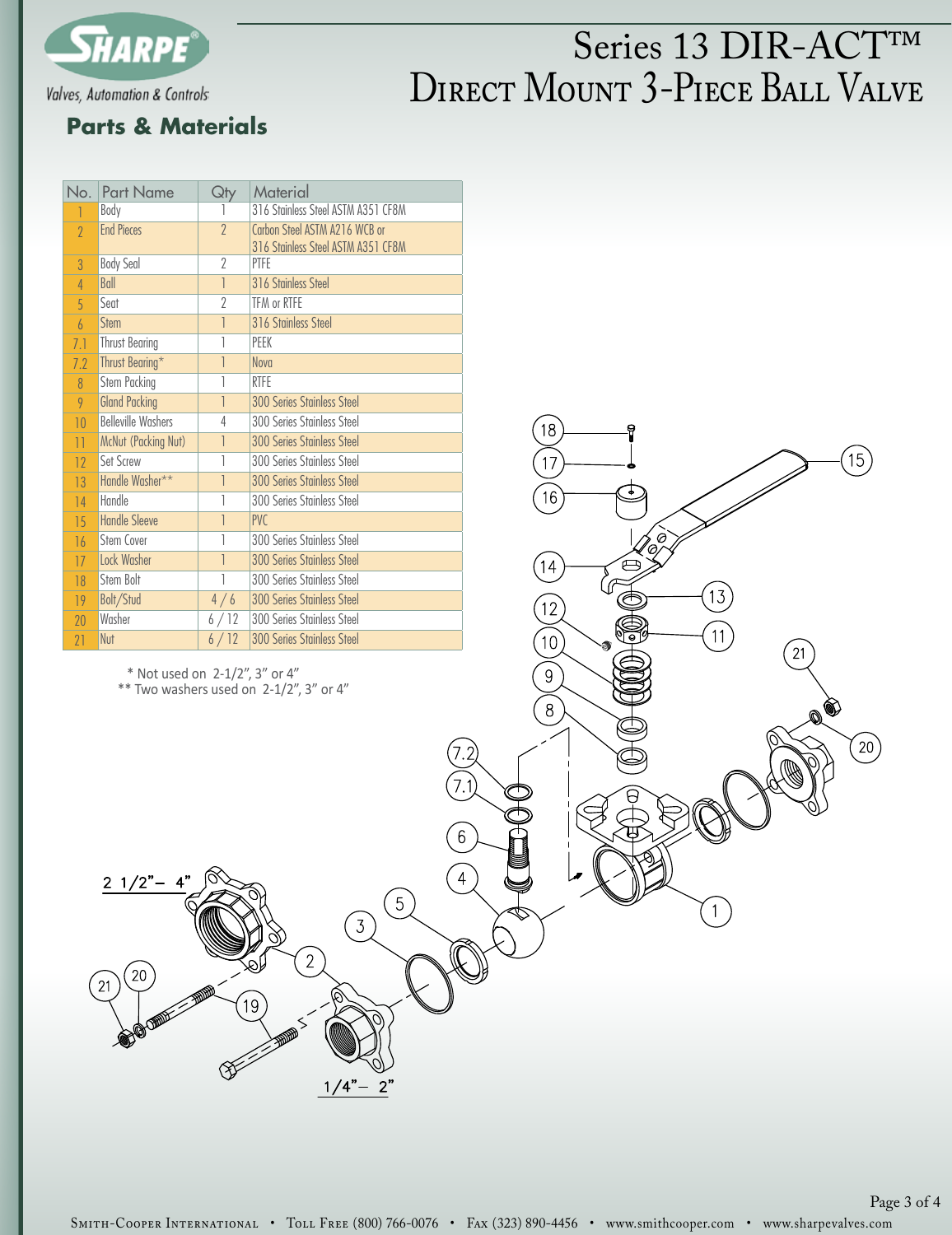# Series 13 DIR-ACT™ Direct Mount 3-Piece Ball Valve

## Parts & Materials

| No. | Part Name | Qty | Material |
|---|---|---|---|
| 1 | Body | 1 | 316 Stainless Steel ASTM A351 CF8M |
| 2 | End Pieces | 2 | Carbon Steel ASTM A216 WCB or 316 Stainless Steel ASTM A351 CF8M |
| 3 | Body Seal | 2 | PTFE |
| 4 | Ball | 1 | 316 Stainless Steel |
| 5 | Seat | 2 | TFM or RTFE |
| 6 | Stem | 1 | 316 Stainless Steel |
| 7.1 | Thrust Bearing | 1 | PEEK |
| 7.2 | Thrust Bearing* | 1 | Nova |
| 8 | Stem Packing | 1 | RTFE |
| 9 | Gland Packing | 1 | 300 Series Stainless Steel |
| 10 | Belleville Washers | 4 | 300 Series Stainless Steel |
| 11 | McNut (Packing Nut) | 1 | 300 Series Stainless Steel |
| 12 | Set Screw | 1 | 300 Series Stainless Steel |
| 13 | Handle Washer** | 1 | 300 Series Stainless Steel |
| 14 | Handle | 1 | 300 Series Stainless Steel |
| 15 | Handle Sleeve | 1 | PVC |
| 16 | Stem Cover | 1 | 300 Series Stainless Steel |
| 17 | Lock Washer | 1 | 300 Series Stainless Steel |
| 18 | Stem Bolt | 1 | 300 Series Stainless Steel |
| 19 | Bolt/Stud | 4 / 6 | 300 Series Stainless Steel |
| 20 | Washer | 6 / 12 | 300 Series Stainless Steel |
| 21 | Nut | 6 / 12 | 300 Series Stainless Steel |

\* Not used on 2-1/2", 3" or 4"
\*\* Two washers used on 2-1/2", 3" or 4"

2 1/2"– 4"

1/4"– 2"

Smith-Cooper International • Toll Free (800) 766-0076 • Fax (323) 890-4456 • www.smithcooper.com • www.sharpevalves.com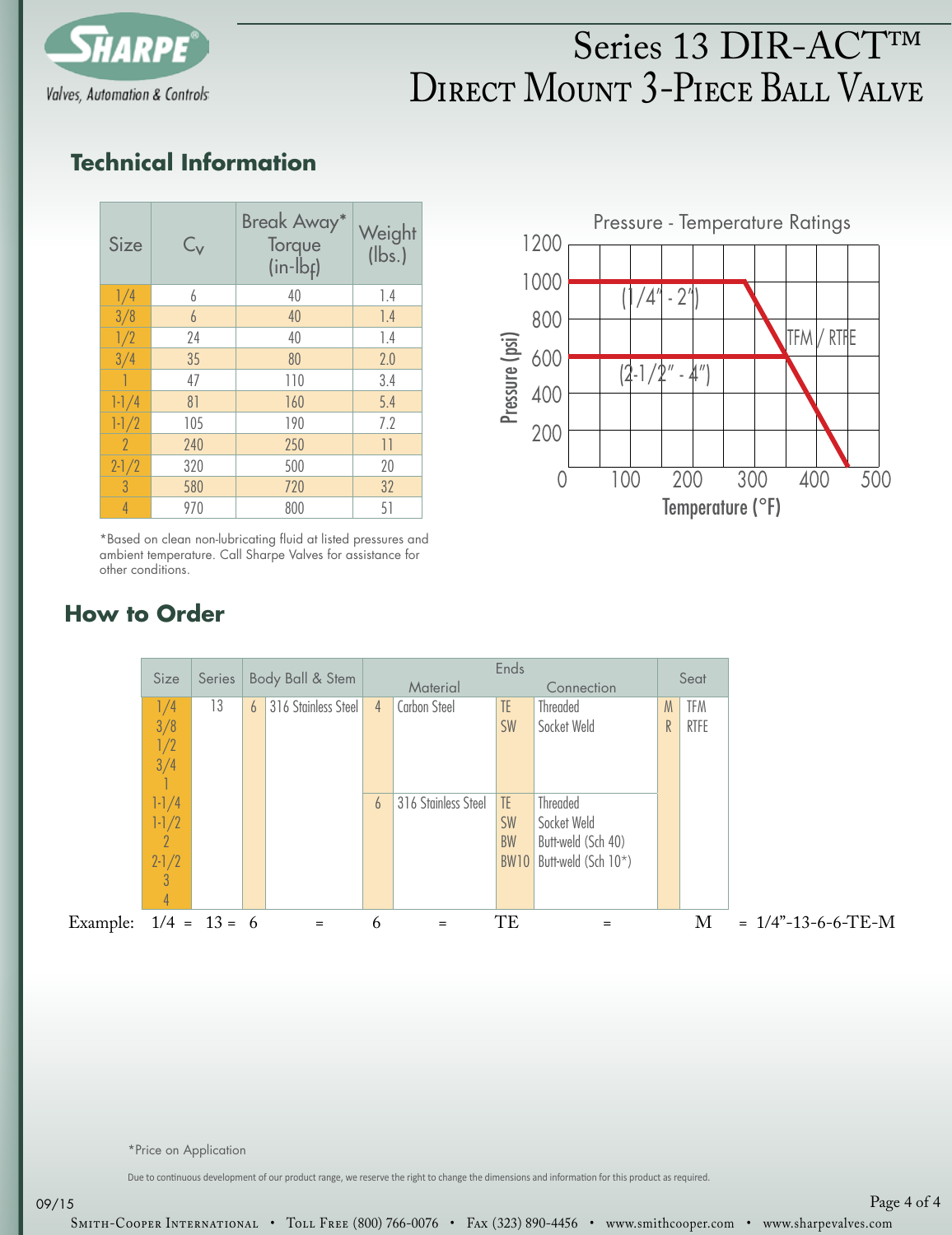# Series 13 DIR-ACT™ Direct Mount 3-Piece Ball Valve

## Technical Information

| Size | $C_v$ | Break Away* Torque (in-lbf) | Weight (lbs.) |
|---|---|---|---|
| 1/4 | 6 | 40 | 1.4 |
| 3/8 | 6 | 40 | 1.4 |
| 1/2 | 24 | 40 | 1.4 |
| 3/4 | 35 | 80 | 2.0 |
| 1 | 47 | 110 | 3.4 |
| 1-1/4 | 81 | 160 | 5.4 |
| 1-1/2 | 105 | 190 | 7.2 |
| 2 | 240 | 250 | 11 |
| 2-1/2 | 320 | 500 | 20 |
| 3 | 580 | 720 | 32 |
| 4 | 970 | 800 | 51 |

*Based on clean non-lubricating fluid at listed pressures and ambient temperature. Call Sharpe Valves for assistance for other conditions.

Pressure - Temperature Ratings

Pressure (psi)

1200
1000
800
600
400
200
0

Temperature (°F)

100
200
300
400
500

(1/4" - 2")

(2-1/2" - 4")

TFM / RTFE

## How to Order

| Size | Series | Body Ball & Stem | | Ends Material | | Ends Connection | | Seat | |
|---|---|---|---|---|---|---|---|---|---|
| 1/4<br>3/8<br>1/2<br>3/4<br>1 | 13 | 6 | 316 Stainless Steel | 4 | Carbon Steel | TE<br>SW | Threaded<br>Socket Weld | M<br>R | TFM<br>RTFE |
| 1-1/4<br>1-1/2<br>2<br>2-1/2<br>3<br>4 | | | | 6 | 316 Stainless Steel | TE<br>SW<br>BW<br>BW10 | Threaded<br>Socket Weld<br>Butt-weld (Sch 40)<br>Butt-weld (Sch 10*) | | |

Example: 1/4 = 13 = 6 = 6 = TE = M = 1/4"-13-6-6-TE-M

*Price on Application

Due to continuous development of our product range, we reserve the right to change the dimensions and information for this product as required.

09/15

Smith-Cooper International • Toll Free (800) 766-0076 • Fax (323) 890-4456 • www.smithcooper.com • www.sharpevalves.com